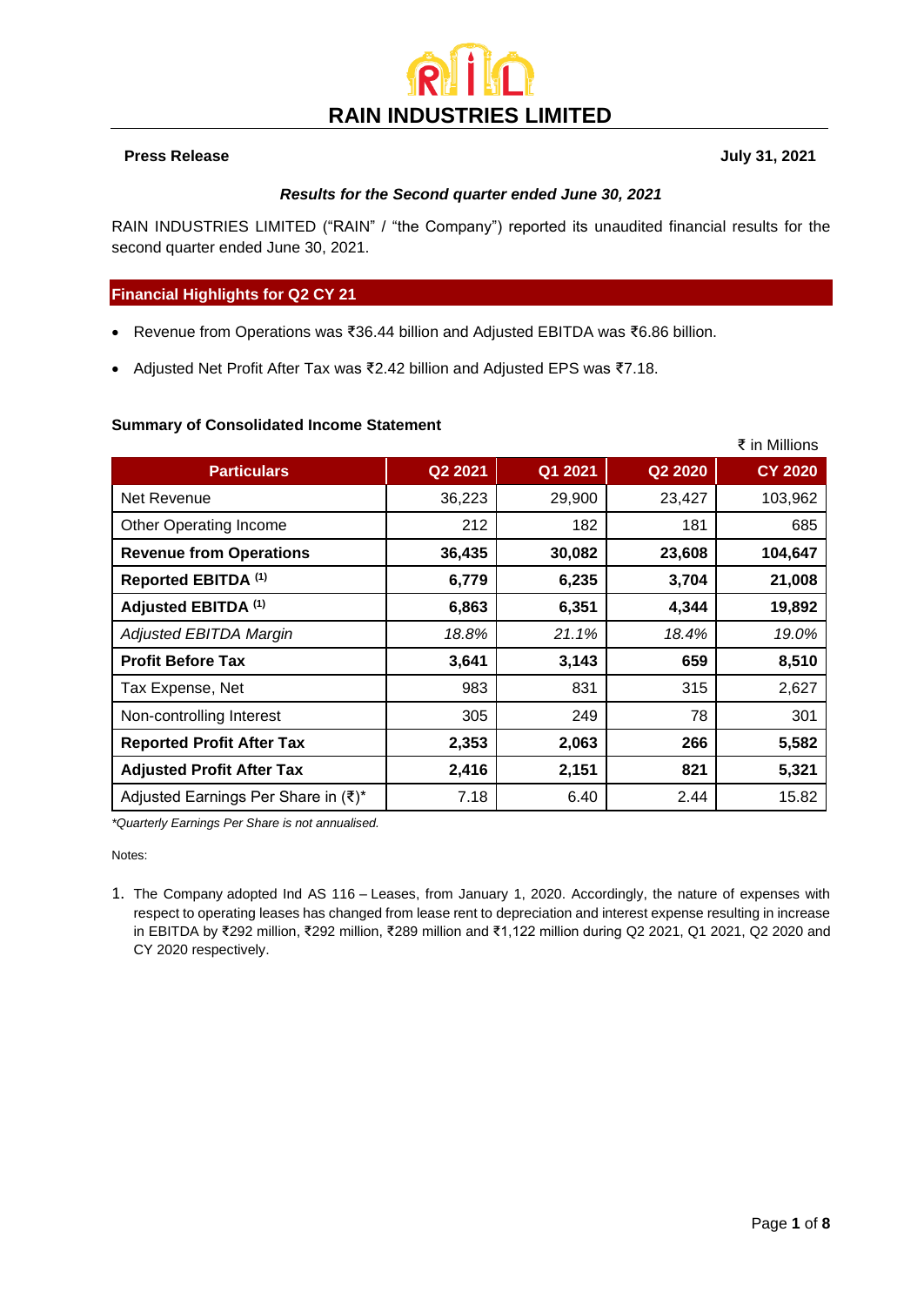# RAIN INDUSTRIES LIMITED

**Press Release** **July 31, 2021**

***Results for the Second quarter ended June 30, 2021***

RAIN INDUSTRIES LIMITED ("RAIN" / "the Company") reported its unaudited financial results for the second quarter ended June 30, 2021.

## Financial Highlights for Q2 CY 21

- Revenue from Operations was ₹36.44 billion and Adjusted EBITDA was ₹6.86 billion.
- Adjusted Net Profit After Tax was ₹2.42 billion and Adjusted EPS was ₹7.18.

### Summary of Consolidated Income Statement

₹ in Millions

| Particulars | Q2 2021 | Q1 2021 | Q2 2020 | CY 2020 |
|---|---|---|---|---|
| Net Revenue | 36,223 | 29,900 | 23,427 | 103,962 |
| Other Operating Income | 212 | 182 | 181 | 685 |
| **Revenue from Operations** | **36,435** | **30,082** | **23,608** | **104,647** |
| **Reported EBITDA (1)** | **6,779** | **6,235** | **3,704** | **21,008** |
| **Adjusted EBITDA (1)** | **6,863** | **6,351** | **4,344** | **19,892** |
| *Adjusted EBITDA Margin* | *18.8%* | *21.1%* | *18.4%* | *19.0%* |
| **Profit Before Tax** | **3,641** | **3,143** | **659** | **8,510** |
| Tax Expense, Net | 983 | 831 | 315 | 2,627 |
| Non-controlling Interest | 305 | 249 | 78 | 301 |
| **Reported Profit After Tax** | **2,353** | **2,063** | **266** | **5,582** |
| **Adjusted Profit After Tax** | **2,416** | **2,151** | **821** | **5,321** |
| Adjusted Earnings Per Share in (₹)* | 7.18 | 6.40 | 2.44 | 15.82 |

*\*Quarterly Earnings Per Share is not annualised.*

Notes:

1. The Company adopted Ind AS 116 – Leases, from January 1, 2020. Accordingly, the nature of expenses with respect to operating leases has changed from lease rent to depreciation and interest expense resulting in increase in EBITDA by ₹292 million, ₹292 million, ₹289 million and ₹1,122 million during Q2 2021, Q1 2021, Q2 2020 and CY 2020 respectively.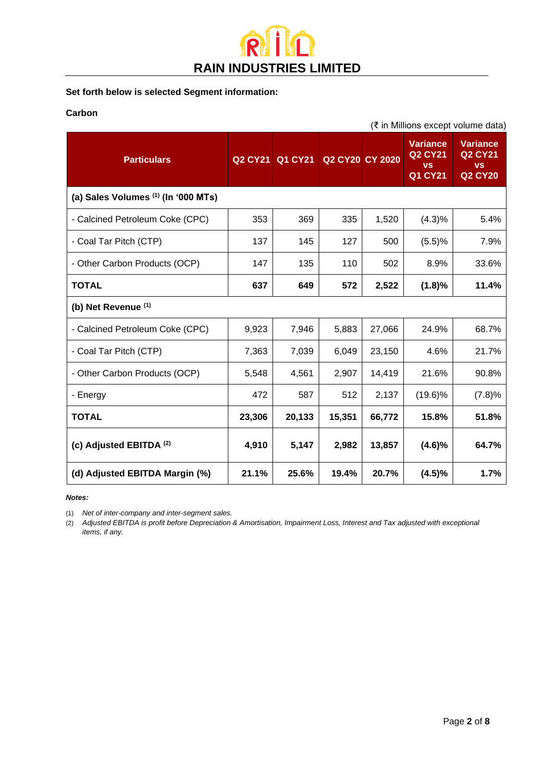# RAIN INDUSTRIES LIMITED

**Set forth below is selected Segment information:**

**Carbon**

(₹ in Millions except volume data)

| Particulars | Q2 CY21 | Q1 CY21 | Q2 CY20 | CY 2020 | Variance Q2 CY21 vs Q1 CY21 | Variance Q2 CY21 vs Q2 CY20 |
|---|---|---|---|---|---|---|
| **(a) Sales Volumes [1] (In '000 MTs)** | | | | | | |
| - Calcined Petroleum Coke (CPC) | 353 | 369 | 335 | 1,520 | (4.3)% | 5.4% |
| - Coal Tar Pitch (CTP) | 137 | 145 | 127 | 500 | (5.5)% | 7.9% |
| - Other Carbon Products (OCP) | 147 | 135 | 110 | 502 | 8.9% | 33.6% |
| **TOTAL** | **637** | **649** | **572** | **2,522** | **(1.8)%** | **11.4%** |
| **(b) Net Revenue [1]** | | | | | | |
| - Calcined Petroleum Coke (CPC) | 9,923 | 7,946 | 5,883 | 27,066 | 24.9% | 68.7% |
| - Coal Tar Pitch (CTP) | 7,363 | 7,039 | 6,049 | 23,150 | 4.6% | 21.7% |
| - Other Carbon Products (OCP) | 5,548 | 4,561 | 2,907 | 14,419 | 21.6% | 90.8% |
| - Energy | 472 | 587 | 512 | 2,137 | (19.6)% | (7.8)% |
| **TOTAL** | **23,306** | **20,133** | **15,351** | **66,772** | **15.8%** | **51.8%** |
| **(c) Adjusted EBITDA [2]** | **4,910** | **5,147** | **2,982** | **13,857** | **(4.6)%** | **64.7%** |
| **(d) Adjusted EBITDA Margin (%)** | **21.1%** | **25.6%** | **19.4%** | **20.7%** | **(4.5)%** | **1.7%** |

***Notes:***

(1) *Net of inter-company and inter-segment sales.*

(2) *Adjusted EBITDA is profit before Depreciation & Amortisation, Impairment Loss, Interest and Tax adjusted with exceptional items, if any.*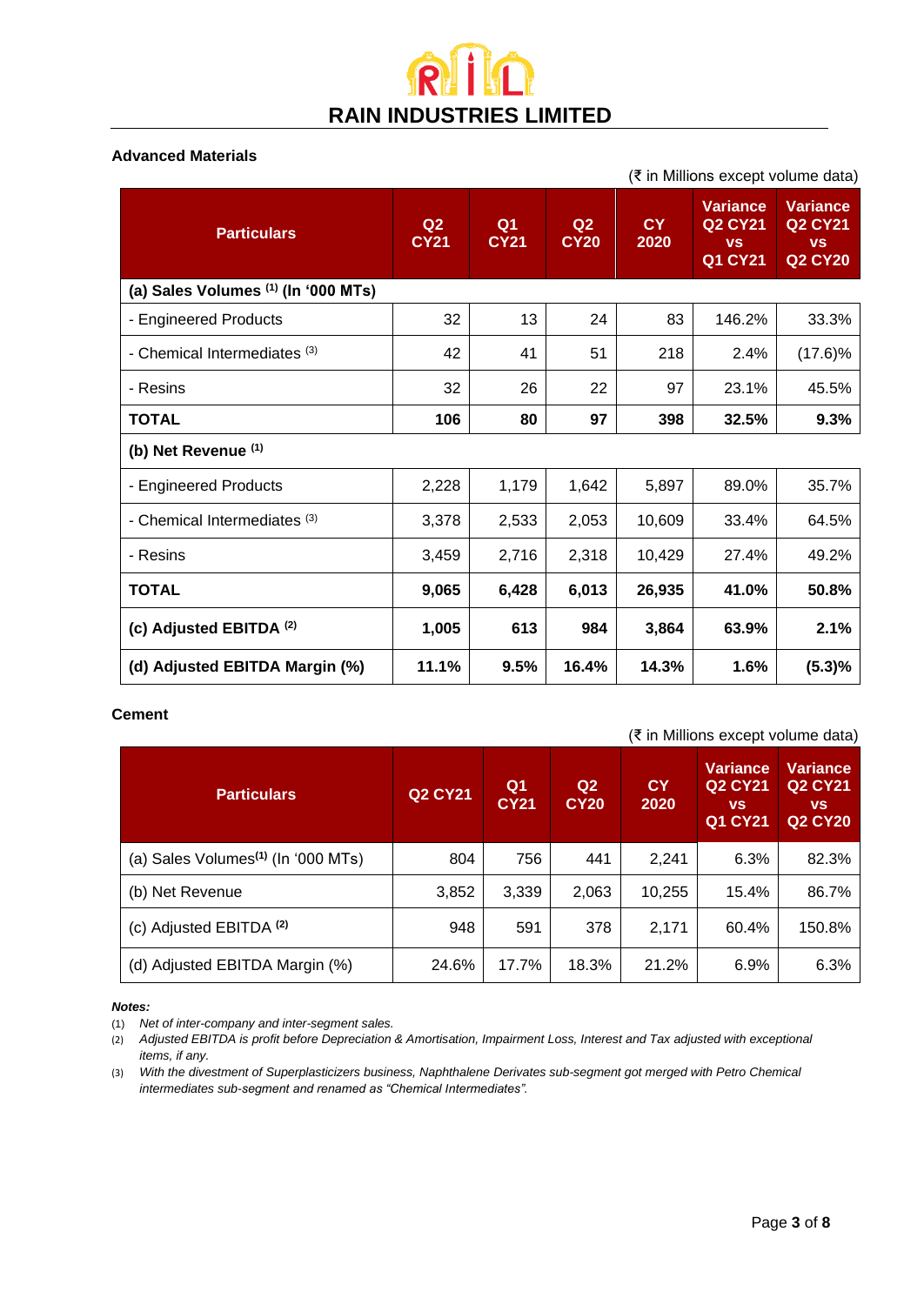# RAIN INDUSTRIES LIMITED

## Advanced Materials

(₹ in Millions except volume data)

| Particulars | Q2 CY21 | Q1 CY21 | Q2 CY20 | CY 2020 | Variance Q2 CY21 vs Q1 CY21 | Variance Q2 CY21 vs Q2 CY20 |
|---|---|---|---|---|---|---|
| **(a) Sales Volumes [1] (In '000 MTs)** | | | | | | |
| - Engineered Products | 32 | 13 | 24 | 83 | 146.2% | 33.3% |
| - Chemical Intermediates [3] | 42 | 41 | 51 | 218 | 2.4% | (17.6)% |
| - Resins | 32 | 26 | 22 | 97 | 23.1% | 45.5% |
| **TOTAL** | **106** | **80** | **97** | **398** | **32.5%** | **9.3%** |
| **(b) Net Revenue [1]** | | | | | | |
| - Engineered Products | 2,228 | 1,179 | 1,642 | 5,897 | 89.0% | 35.7% |
| - Chemical Intermediates [3] | 3,378 | 2,533 | 2,053 | 10,609 | 33.4% | 64.5% |
| - Resins | 3,459 | 2,716 | 2,318 | 10,429 | 27.4% | 49.2% |
| **TOTAL** | **9,065** | **6,428** | **6,013** | **26,935** | **41.0%** | **50.8%** |
| **(c) Adjusted EBITDA [2]** | **1,005** | **613** | **984** | **3,864** | **63.9%** | **2.1%** |
| **(d) Adjusted EBITDA Margin (%)** | **11.1%** | **9.5%** | **16.4%** | **14.3%** | **1.6%** | **(5.3)%** |

## Cement

(₹ in Millions except volume data)

| Particulars | Q2 CY21 | Q1 CY21 | Q2 CY20 | CY 2020 | Variance Q2 CY21 vs Q1 CY21 | Variance Q2 CY21 vs Q2 CY20 |
|---|---|---|---|---|---|---|
| (a) Sales Volumes[1] (In '000 MTs) | 804 | 756 | 441 | 2,241 | 6.3% | 82.3% |
| (b) Net Revenue | 3,852 | 3,339 | 2,063 | 10,255 | 15.4% | 86.7% |
| (c) Adjusted EBITDA [2] | 948 | 591 | 378 | 2,171 | 60.4% | 150.8% |
| (d) Adjusted EBITDA Margin (%) | 24.6% | 17.7% | 18.3% | 21.2% | 6.9% | 6.3% |

***Notes:***

(1) *Net of inter-company and inter-segment sales.*

(2) *Adjusted EBITDA is profit before Depreciation & Amortisation, Impairment Loss, Interest and Tax adjusted with exceptional items, if any.*

(3) *With the divestment of Superplasticizers business, Naphthalene Derivates sub-segment got merged with Petro Chemical intermediates sub-segment and renamed as "Chemical Intermediates".*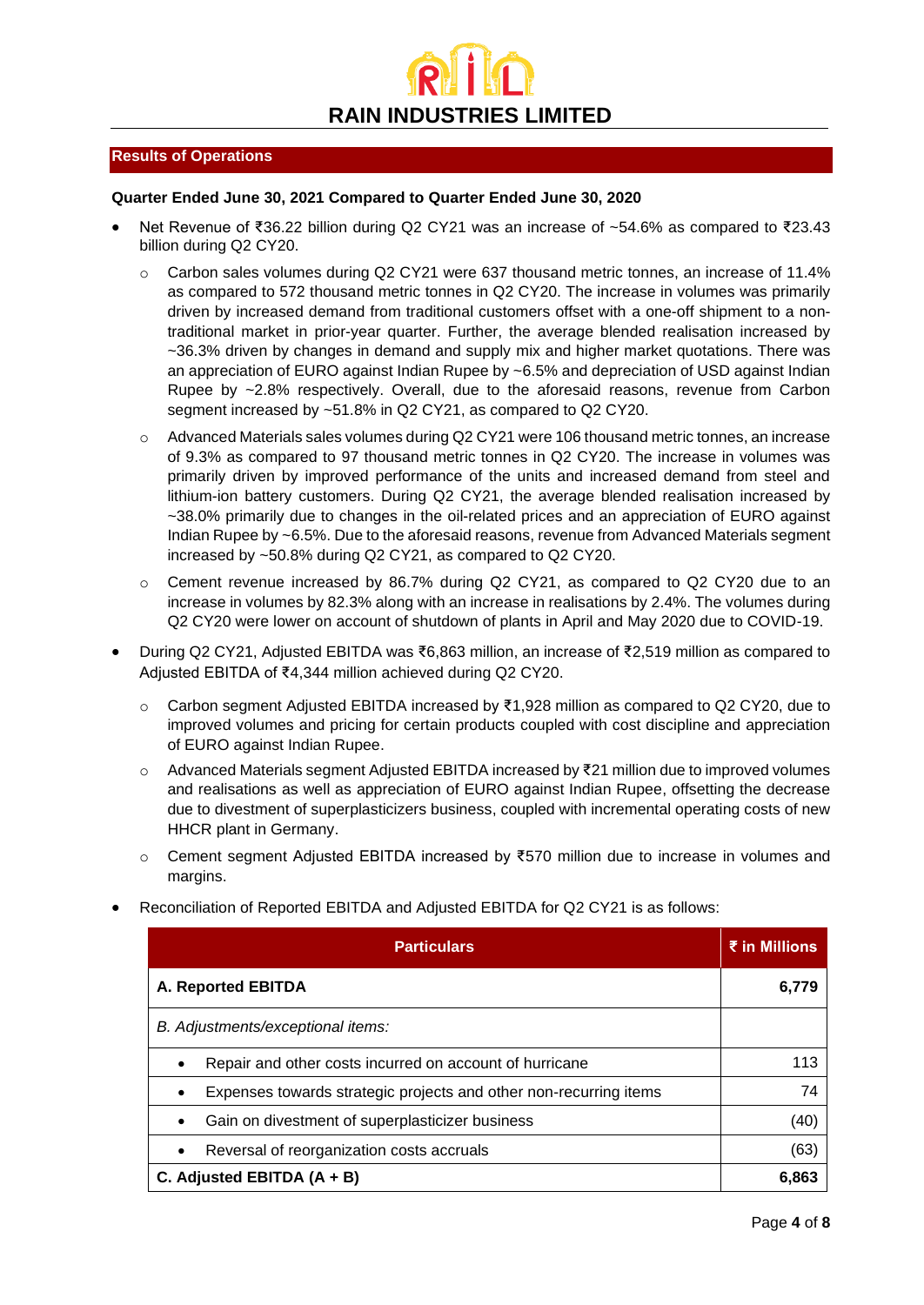# RAIN INDUSTRIES LIMITED

## Results of Operations

**Quarter Ended June 30, 2021 Compared to Quarter Ended June 30, 2020**

- Net Revenue of ₹36.22 billion during Q2 CY21 was an increase of ~54.6% as compared to ₹23.43 billion during Q2 CY20.
  - Carbon sales volumes during Q2 CY21 were 637 thousand metric tonnes, an increase of 11.4% as compared to 572 thousand metric tonnes in Q2 CY20. The increase in volumes was primarily driven by increased demand from traditional customers offset with a one-off shipment to a non-traditional market in prior-year quarter. Further, the average blended realisation increased by ~36.3% driven by changes in demand and supply mix and higher market quotations. There was an appreciation of EURO against Indian Rupee by ~6.5% and depreciation of USD against Indian Rupee by ~2.8% respectively. Overall, due to the aforesaid reasons, revenue from Carbon segment increased by ~51.8% in Q2 CY21, as compared to Q2 CY20.
  - Advanced Materials sales volumes during Q2 CY21 were 106 thousand metric tonnes, an increase of 9.3% as compared to 97 thousand metric tonnes in Q2 CY20. The increase in volumes was primarily driven by improved performance of the units and increased demand from steel and lithium-ion battery customers. During Q2 CY21, the average blended realisation increased by ~38.0% primarily due to changes in the oil-related prices and an appreciation of EURO against Indian Rupee by ~6.5%. Due to the aforesaid reasons, revenue from Advanced Materials segment increased by ~50.8% during Q2 CY21, as compared to Q2 CY20.
  - Cement revenue increased by 86.7% during Q2 CY21, as compared to Q2 CY20 due to an increase in volumes by 82.3% along with an increase in realisations by 2.4%. The volumes during Q2 CY20 were lower on account of shutdown of plants in April and May 2020 due to COVID-19.
- During Q2 CY21, Adjusted EBITDA was ₹6,863 million, an increase of ₹2,519 million as compared to Adjusted EBITDA of ₹4,344 million achieved during Q2 CY20.
  - Carbon segment Adjusted EBITDA increased by ₹1,928 million as compared to Q2 CY20, due to improved volumes and pricing for certain products coupled with cost discipline and appreciation of EURO against Indian Rupee.
  - Advanced Materials segment Adjusted EBITDA increased by ₹21 million due to improved volumes and realisations as well as appreciation of EURO against Indian Rupee, offsetting the decrease due to divestment of superplasticizers business, coupled with incremental operating costs of new HHCR plant in Germany.
  - Cement segment Adjusted EBITDA increased by ₹570 million due to increase in volumes and margins.
- Reconciliation of Reported EBITDA and Adjusted EBITDA for Q2 CY21 is as follows:

| Particulars | ₹ in Millions |
|---|---|
| **A. Reported EBITDA** | **6,779** |
| *B. Adjustments/exceptional items:* | |
| • Repair and other costs incurred on account of hurricane | 113 |
| • Expenses towards strategic projects and other non-recurring items | 74 |
| • Gain on divestment of superplasticizer business | (40) |
| • Reversal of reorganization costs accruals | (63) |
| **C. Adjusted EBITDA (A + B)** | **6,863** |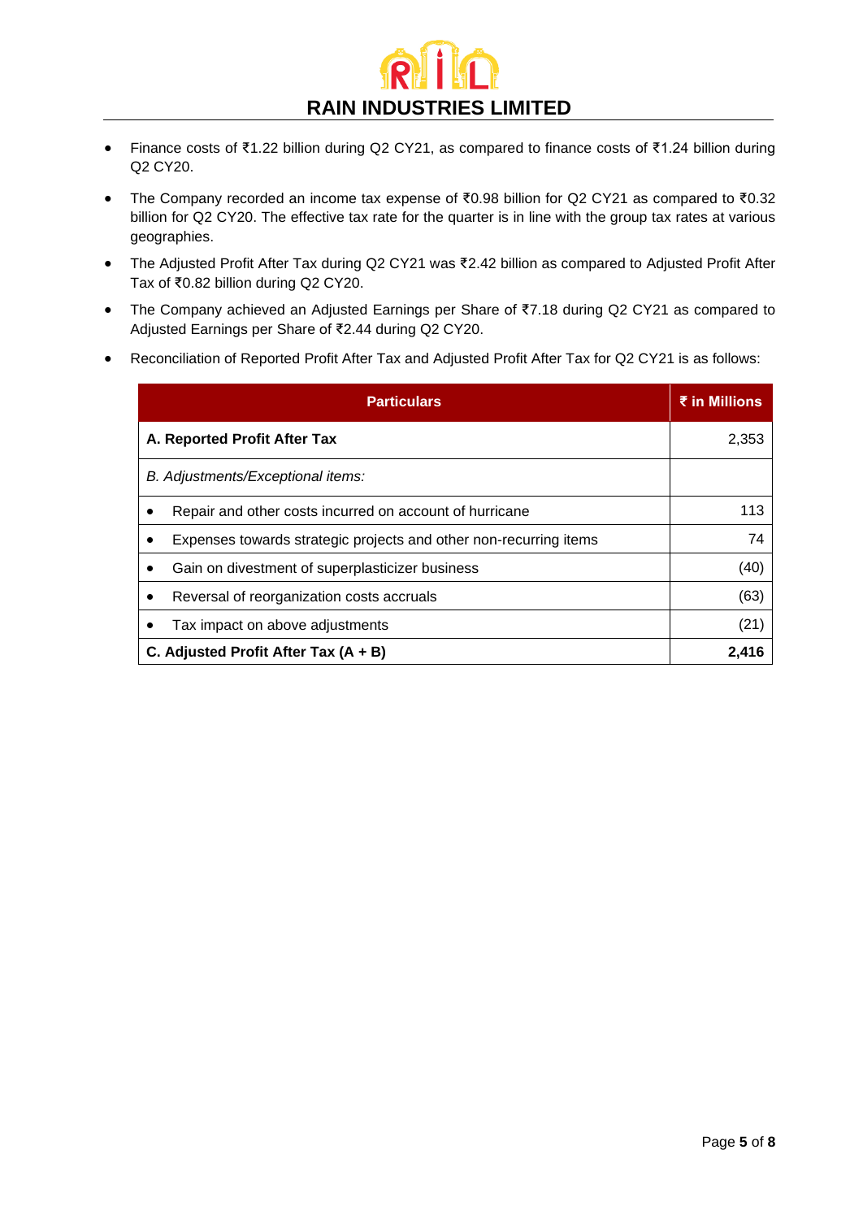- Finance costs of ₹1.22 billion during Q2 CY21, as compared to finance costs of ₹1.24 billion during Q2 CY20.
- The Company recorded an income tax expense of ₹0.98 billion for Q2 CY21 as compared to ₹0.32 billion for Q2 CY20. The effective tax rate for the quarter is in line with the group tax rates at various geographies.
- The Adjusted Profit After Tax during Q2 CY21 was ₹2.42 billion as compared to Adjusted Profit After Tax of ₹0.82 billion during Q2 CY20.
- The Company achieved an Adjusted Earnings per Share of ₹7.18 during Q2 CY21 as compared to Adjusted Earnings per Share of ₹2.44 during Q2 CY20.
- Reconciliation of Reported Profit After Tax and Adjusted Profit After Tax for Q2 CY21 is as follows:

| Particulars | ₹ in Millions |
|---|---|
| **A. Reported Profit After Tax** | 2,353 |
| *B. Adjustments/Exceptional items:* | |
| • Repair and other costs incurred on account of hurricane | 113 |
| • Expenses towards strategic projects and other non-recurring items | 74 |
| • Gain on divestment of superplasticizer business | (40) |
| • Reversal of reorganization costs accruals | (63) |
| • Tax impact on above adjustments | (21) |
| **C. Adjusted Profit After Tax (A + B)** | **2,416** |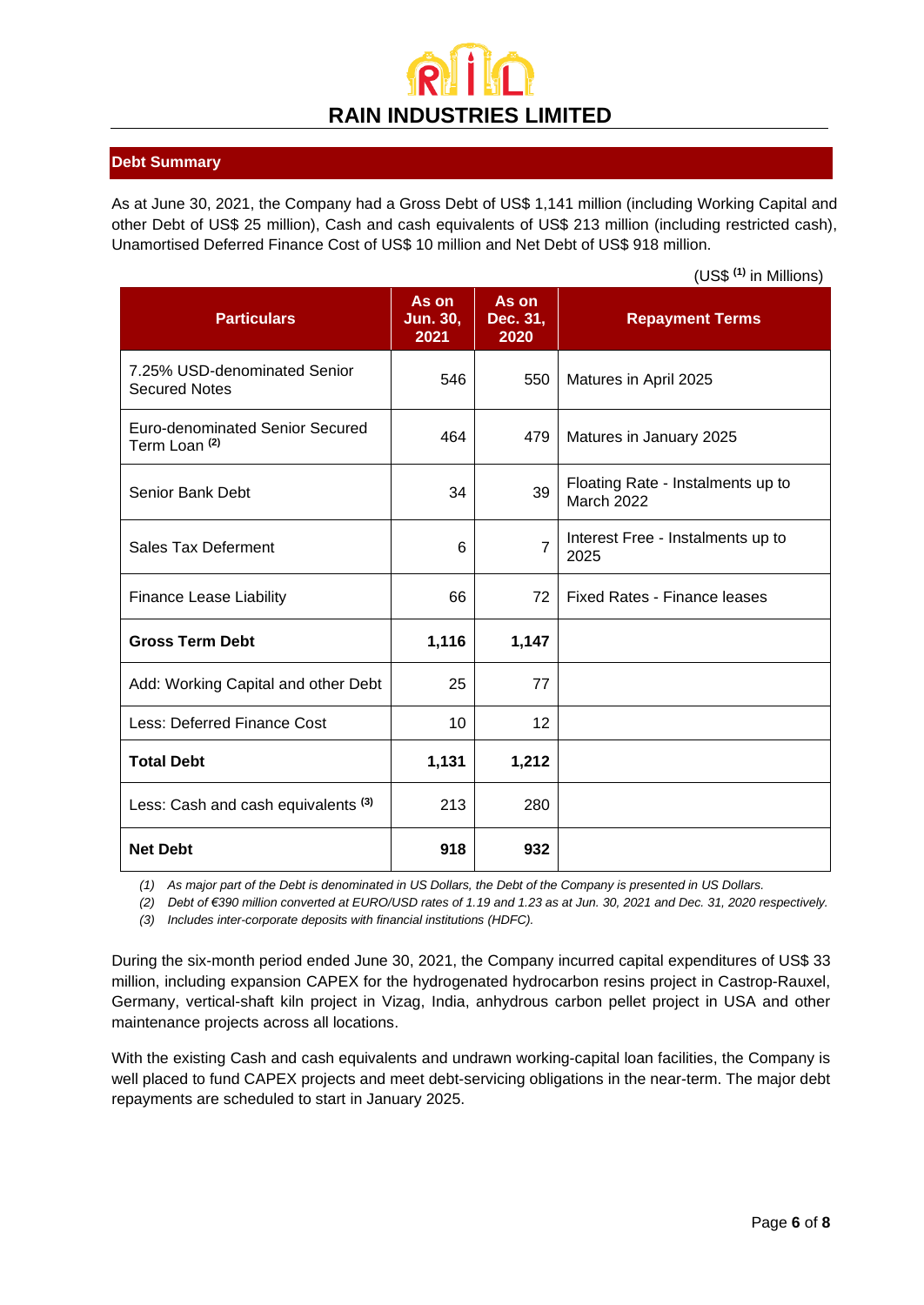# RAIN INDUSTRIES LIMITED

## Debt Summary

As at June 30, 2021, the Company had a Gross Debt of US$ 1,141 million (including Working Capital and other Debt of US$ 25 million), Cash and cash equivalents of US$ 213 million (including restricted cash), Unamortised Deferred Finance Cost of US$ 10 million and Net Debt of US$ 918 million.

(US$ [1] in Millions)

| Particulars | As on Jun. 30, 2021 | As on Dec. 31, 2020 | Repayment Terms |
|---|---|---|---|
| 7.25% USD-denominated Senior Secured Notes | 546 | 550 | Matures in April 2025 |
| Euro-denominated Senior Secured Term Loan [2] | 464 | 479 | Matures in January 2025 |
| Senior Bank Debt | 34 | 39 | Floating Rate - Instalments up to March 2022 |
| Sales Tax Deferment | 6 | 7 | Interest Free - Instalments up to 2025 |
| Finance Lease Liability | 66 | 72 | Fixed Rates - Finance leases |
| **Gross Term Debt** | **1,116** | **1,147** | |
| Add: Working Capital and other Debt | 25 | 77 | |
| Less: Deferred Finance Cost | 10 | 12 | |
| **Total Debt** | **1,131** | **1,212** | |
| Less: Cash and cash equivalents [3] | 213 | 280 | |
| **Net Debt** | **918** | **932** | |

*(1) As major part of the Debt is denominated in US Dollars, the Debt of the Company is presented in US Dollars.*

*(2) Debt of €390 million converted at EURO/USD rates of 1.19 and 1.23 as at Jun. 30, 2021 and Dec. 31, 2020 respectively.*

*(3) Includes inter-corporate deposits with financial institutions (HDFC).*

During the six-month period ended June 30, 2021, the Company incurred capital expenditures of US$ 33 million, including expansion CAPEX for the hydrogenated hydrocarbon resins project in Castrop-Rauxel, Germany, vertical-shaft kiln project in Vizag, India, anhydrous carbon pellet project in USA and other maintenance projects across all locations.

With the existing Cash and cash equivalents and undrawn working-capital loan facilities, the Company is well placed to fund CAPEX projects and meet debt-servicing obligations in the near-term. The major debt repayments are scheduled to start in January 2025.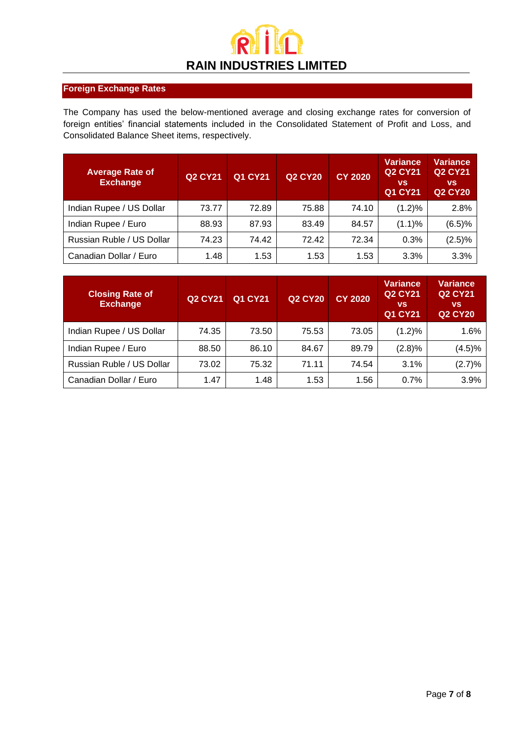**RAIN INDUSTRIES LIMITED**

## Foreign Exchange Rates

The Company has used the below-mentioned average and closing exchange rates for conversion of foreign entities' financial statements included in the Consolidated Statement of Profit and Loss, and Consolidated Balance Sheet items, respectively.

| Average Rate of Exchange | Q2 CY21 | Q1 CY21 | Q2 CY20 | CY 2020 | Variance Q2 CY21 vs Q1 CY21 | Variance Q2 CY21 vs Q2 CY20 |
|---|---|---|---|---|---|---|
| Indian Rupee / US Dollar | 73.77 | 72.89 | 75.88 | 74.10 | (1.2)% | 2.8% |
| Indian Rupee / Euro | 88.93 | 87.93 | 83.49 | 84.57 | (1.1)% | (6.5)% |
| Russian Ruble / US Dollar | 74.23 | 74.42 | 72.42 | 72.34 | 0.3% | (2.5)% |
| Canadian Dollar / Euro | 1.48 | 1.53 | 1.53 | 1.53 | 3.3% | 3.3% |

| Closing Rate of Exchange | Q2 CY21 | Q1 CY21 | Q2 CY20 | CY 2020 | Variance Q2 CY21 vs Q1 CY21 | Variance Q2 CY21 vs Q2 CY20 |
|---|---|---|---|---|---|---|
| Indian Rupee / US Dollar | 74.35 | 73.50 | 75.53 | 73.05 | (1.2)% | 1.6% |
| Indian Rupee / Euro | 88.50 | 86.10 | 84.67 | 89.79 | (2.8)% | (4.5)% |
| Russian Ruble / US Dollar | 73.02 | 75.32 | 71.11 | 74.54 | 3.1% | (2.7)% |
| Canadian Dollar / Euro | 1.47 | 1.48 | 1.53 | 1.56 | 0.7% | 3.9% |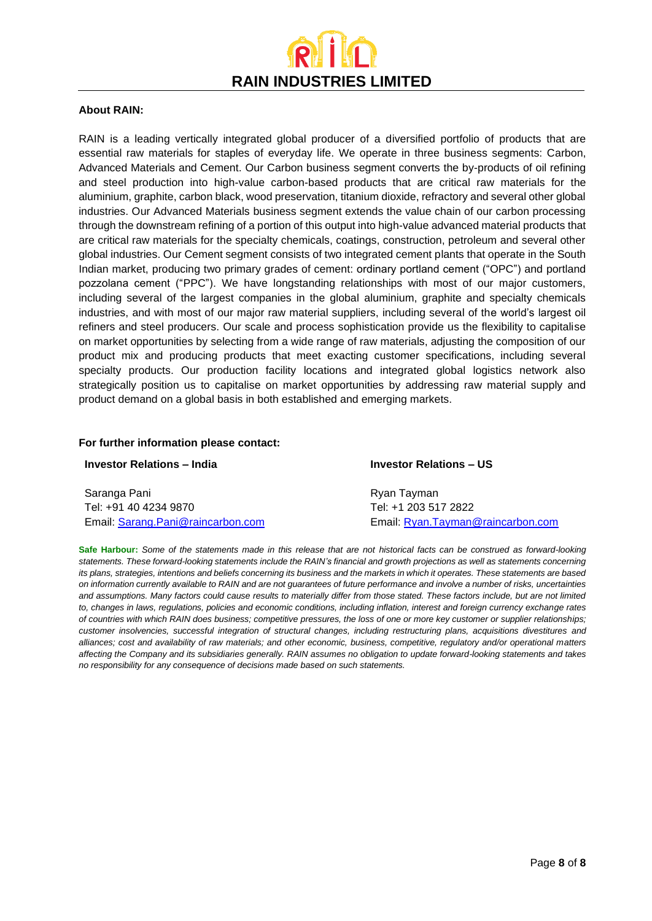**About RAIN:**

RAIN is a leading vertically integrated global producer of a diversified portfolio of products that are essential raw materials for staples of everyday life. We operate in three business segments: Carbon, Advanced Materials and Cement. Our Carbon business segment converts the by-products of oil refining and steel production into high-value carbon-based products that are critical raw materials for the aluminium, graphite, carbon black, wood preservation, titanium dioxide, refractory and several other global industries. Our Advanced Materials business segment extends the value chain of our carbon processing through the downstream refining of a portion of this output into high-value advanced material products that are critical raw materials for the specialty chemicals, coatings, construction, petroleum and several other global industries. Our Cement segment consists of two integrated cement plants that operate in the South Indian market, producing two primary grades of cement: ordinary portland cement ("OPC") and portland pozzolana cement ("PPC"). We have longstanding relationships with most of our major customers, including several of the largest companies in the global aluminium, graphite and specialty chemicals industries, and with most of our major raw material suppliers, including several of the world's largest oil refiners and steel producers. Our scale and process sophistication provide us the flexibility to capitalise on market opportunities by selecting from a wide range of raw materials, adjusting the composition of our product mix and producing products that meet exacting customer specifications, including several specialty products. Our production facility locations and integrated global logistics network also strategically position us to capitalise on market opportunities by addressing raw material supply and product demand on a global basis in both established and emerging markets.

**For further information please contact:**

**Investor Relations – India**

Saranga Pani
Tel: +91 40 4234 9870
Email: Sarang.Pani@raincarbon.com

**Investor Relations – US**

Ryan Tayman
Tel: +1 203 517 2822
Email: Ryan.Tayman@raincarbon.com

**Safe Harbour:** *Some of the statements made in this release that are not historical facts can be construed as forward-looking statements. These forward-looking statements include the RAIN's financial and growth projections as well as statements concerning its plans, strategies, intentions and beliefs concerning its business and the markets in which it operates. These statements are based on information currently available to RAIN and are not guarantees of future performance and involve a number of risks, uncertainties and assumptions. Many factors could cause results to materially differ from those stated. These factors include, but are not limited to, changes in laws, regulations, policies and economic conditions, including inflation, interest and foreign currency exchange rates of countries with which RAIN does business; competitive pressures, the loss of one or more key customer or supplier relationships; customer insolvencies, successful integration of structural changes, including restructuring plans, acquisitions divestitures and alliances; cost and availability of raw materials; and other economic, business, competitive, regulatory and/or operational matters affecting the Company and its subsidiaries generally. RAIN assumes no obligation to update forward-looking statements and takes no responsibility for any consequence of decisions made based on such statements.*